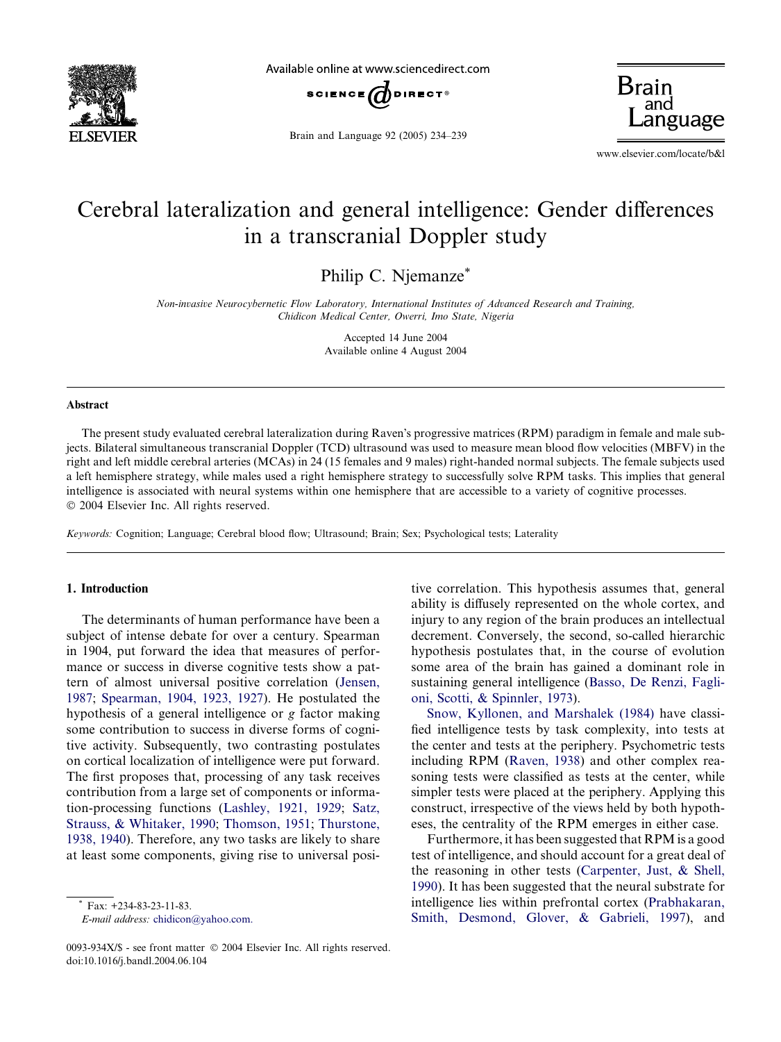# Cerebral lateralization and general intelligence: Gender differences in a transcranial Doppler study

Philip C. Njemanze*

*Non-invasive Neurocybernetic Flow Laboratory, International Institutes of Advanced Research and Training, Chidicon Medical Center, Owerri, Imo State, Nigeria*

Accepted 14 June 2004
Available online 4 August 2004

## Abstract

The present study evaluated cerebral lateralization during Raven's progressive matrices (RPM) paradigm in female and male subjects. Bilateral simultaneous transcranial Doppler (TCD) ultrasound was used to measure mean blood flow velocities (MBFV) in the right and left middle cerebral arteries (MCAs) in 24 (15 females and 9 males) right-handed normal subjects. The female subjects used a left hemisphere strategy, while males used a right hemisphere strategy to successfully solve RPM tasks. This implies that general intelligence is associated with neural systems within one hemisphere that are accessible to a variety of cognitive processes.
© 2004 Elsevier Inc. All rights reserved.

*Keywords:* Cognition; Language; Cerebral blood flow; Ultrasound; Brain; Sex; Psychological tests; Laterality

## 1. Introduction

The determinants of human performance have been a subject of intense debate for over a century. Spearman in 1904, put forward the idea that measures of performance or success in diverse cognitive tests show a pattern of almost universal positive correlation (Jensen, 1987; Spearman, 1904, 1923, 1927). He postulated the hypothesis of a general intelligence or *g* factor making some contribution to success in diverse forms of cognitive activity. Subsequently, two contrasting postulates on cortical localization of intelligence were put forward. The first proposes that, processing of any task receives contribution from a large set of components or information-processing functions (Lashley, 1921, 1929; Satz, Strauss, & Whitaker, 1990; Thomson, 1951; Thurstone, 1938, 1940). Therefore, any two tasks are likely to share at least some components, giving rise to universal positive correlation. This hypothesis assumes that, general ability is diffusely represented on the whole cortex, and injury to any region of the brain produces an intellectual decrement. Conversely, the second, so-called hierarchic hypothesis postulates that, in the course of evolution some area of the brain has gained a dominant role in sustaining general intelligence (Basso, De Renzi, Faglioni, Scotti, & Spinnler, 1973).

Snow, Kyllonen, and Marshalek (1984) have classified intelligence tests by task complexity, into tests at the center and tests at the periphery. Psychometric tests including RPM (Raven, 1938) and other complex reasoning tests were classified as tests at the center, while simpler tests were placed at the periphery. Applying this construct, irrespective of the views held by both hypotheses, the centrality of the RPM emerges in either case.

Furthermore, it has been suggested that RPM is a good test of intelligence, and should account for a great deal of the reasoning in other tests (Carpenter, Just, & Shell, 1990). It has been suggested that the neural substrate for intelligence lies within prefrontal cortex (Prabhakaran, Smith, Desmond, Glover, & Gabrieli, 1997), and

\* Fax: +234-83-23-11-83.
*E-mail address:* chidicon@yahoo.com.

0093-934X/$ - see front matter © 2004 Elsevier Inc. All rights reserved.
doi:10.1016/j.bandl.2004.06.104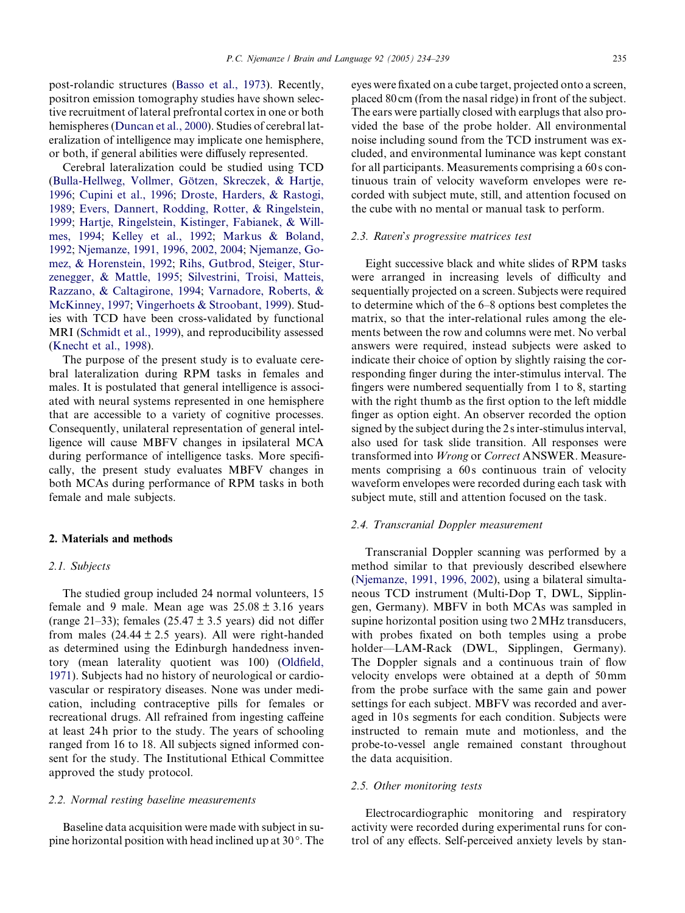post-rolandic structures (Basso et al., 1973). Recently, positron emission tomography studies have shown selective recruitment of lateral prefrontal cortex in one or both hemispheres (Duncan et al., 2000). Studies of cerebral lateralization of intelligence may implicate one hemisphere, or both, if general abilities were diffusely represented.

Cerebral lateralization could be studied using TCD (Bulla-Hellweg, Vollmer, Götzen, Skreczek, & Hartje, 1996; Cupini et al., 1996; Droste, Harders, & Rastogi, 1989; Evers, Dannert, Rodding, Rotter, & Ringelstein, 1999; Hartje, Ringelstein, Kistinger, Fabianek, & Willmes, 1994; Kelley et al., 1992; Markus & Boland, 1992; Njemanze, 1991, 1996, 2002, 2004; Njemanze, Gomez, & Horenstein, 1992; Rihs, Gutbrod, Steiger, Sturzenegger, & Mattle, 1995; Silvestrini, Troisi, Matteis, Razzano, & Caltagirone, 1994; Varnadore, Roberts, & McKinney, 1997; Vingerhoets & Stroobant, 1999). Studies with TCD have been cross-validated by functional MRI (Schmidt et al., 1999), and reproducibility assessed (Knecht et al., 1998).

The purpose of the present study is to evaluate cerebral lateralization during RPM tasks in females and males. It is postulated that general intelligence is associated with neural systems represented in one hemisphere that are accessible to a variety of cognitive processes. Consequently, unilateral representation of general intelligence will cause MBFV changes in ipsilateral MCA during performance of intelligence tasks. More specifically, the present study evaluates MBFV changes in both MCAs during performance of RPM tasks in both female and male subjects.

## 2. Materials and methods

### 2.1. Subjects

The studied group included 24 normal volunteers, 15 female and 9 male. Mean age was $25.08 \pm 3.16$ years (range 21–33); females ($25.47 \pm 3.5$ years) did not differ from males ($24.44 \pm 2.5$ years). All were right-handed as determined using the Edinburgh handedness inventory (mean laterality quotient was 100) (Oldfield, 1971). Subjects had no history of neurological or cardiovascular or respiratory diseases. None was under medication, including contraceptive pills for females or recreational drugs. All refrained from ingesting caffeine at least 24 h prior to the study. The years of schooling ranged from 16 to 18. All subjects signed informed consent for the study. The Institutional Ethical Committee approved the study protocol.

### 2.2. Normal resting baseline measurements

Baseline data acquisition were made with subject in supine horizontal position with head inclined up at 30°. The eyes were fixated on a cube target, projected onto a screen, placed 80 cm (from the nasal ridge) in front of the subject. The ears were partially closed with earplugs that also provided the base of the probe holder. All environmental noise including sound from the TCD instrument was excluded, and environmental luminance was kept constant for all participants. Measurements comprising a 60 s continuous train of velocity waveform envelopes were recorded with subject mute, still, and attention focused on the cube with no mental or manual task to perform.

### 2.3. Raven's progressive matrices test

Eight successive black and white slides of RPM tasks were arranged in increasing levels of difficulty and sequentially projected on a screen. Subjects were required to determine which of the 6–8 options best completes the matrix, so that the inter-relational rules among the elements between the row and columns were met. No verbal answers were required, instead subjects were asked to indicate their choice of option by slightly raising the corresponding finger during the inter-stimulus interval. The fingers were numbered sequentially from 1 to 8, starting with the right thumb as the first option to the left middle finger as option eight. An observer recorded the option signed by the subject during the 2 s inter-stimulus interval, also used for task slide transition. All responses were transformed into *Wrong* or *Correct* ANSWER. Measurements comprising a 60 s continuous train of velocity waveform envelopes were recorded during each task with subject mute, still and attention focused on the task.

### 2.4. Transcranial Doppler measurement

Transcranial Doppler scanning was performed by a method similar to that previously described elsewhere (Njemanze, 1991, 1996, 2002), using a bilateral simultaneous TCD instrument (Multi-Dop T, DWL, Sipplingen, Germany). MBFV in both MCAs was sampled in supine horizontal position using two 2 MHz transducers, with probes fixated on both temples using a probe holder—LAM-Rack (DWL, Sipplingen, Germany). The Doppler signals and a continuous train of flow velocity envelops were obtained at a depth of 50 mm from the probe surface with the same gain and power settings for each subject. MBFV was recorded and averaged in 10 s segments for each condition. Subjects were instructed to remain mute and motionless, and the probe-to-vessel angle remained constant throughout the data acquisition.

### 2.5. Other monitoring tests

Electrocardiographic monitoring and respiratory activity were recorded during experimental runs for control of any effects. Self-perceived anxiety levels by stan-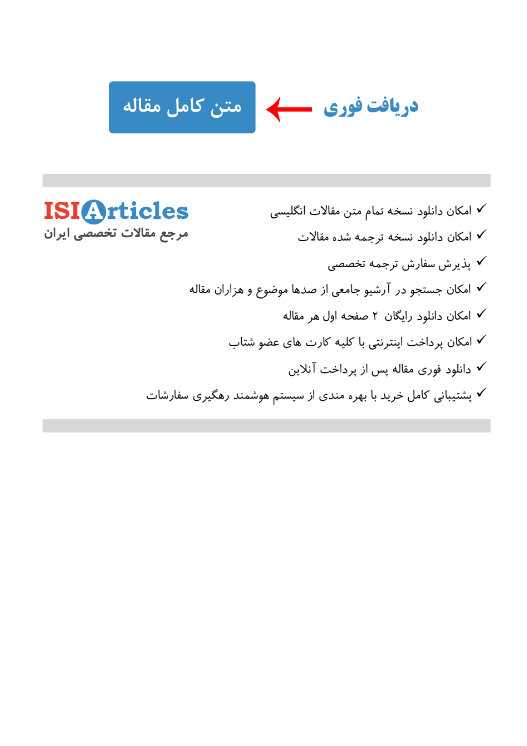**متن کامل مقاله** ← **دریافت فوری**

---

**ISIArticles**
مرجع مقالات تخصصی ایران

- ✓ امکان دانلود نسخه تمام متن مقالات انگلیسی
- ✓ امکان دانلود نسخه ترجمه شده مقالات
- ✓ پذیرش سفارش ترجمه تخصصی
- ✓ امکان جستجو در آرشیو جامعی از صدها موضوع و هزاران مقاله
- ✓ امکان دانلود رایگان ۲ صفحه اول هر مقاله
- ✓ امکان پرداخت اینترنتی با کلیه کارت های عضو شتاب
- ✓ دانلود فوری مقاله پس از پرداخت آنلاین
- ✓ پشتیبانی کامل خرید با بهره مندی از سیستم هوشمند رهگیری سفارشات

---